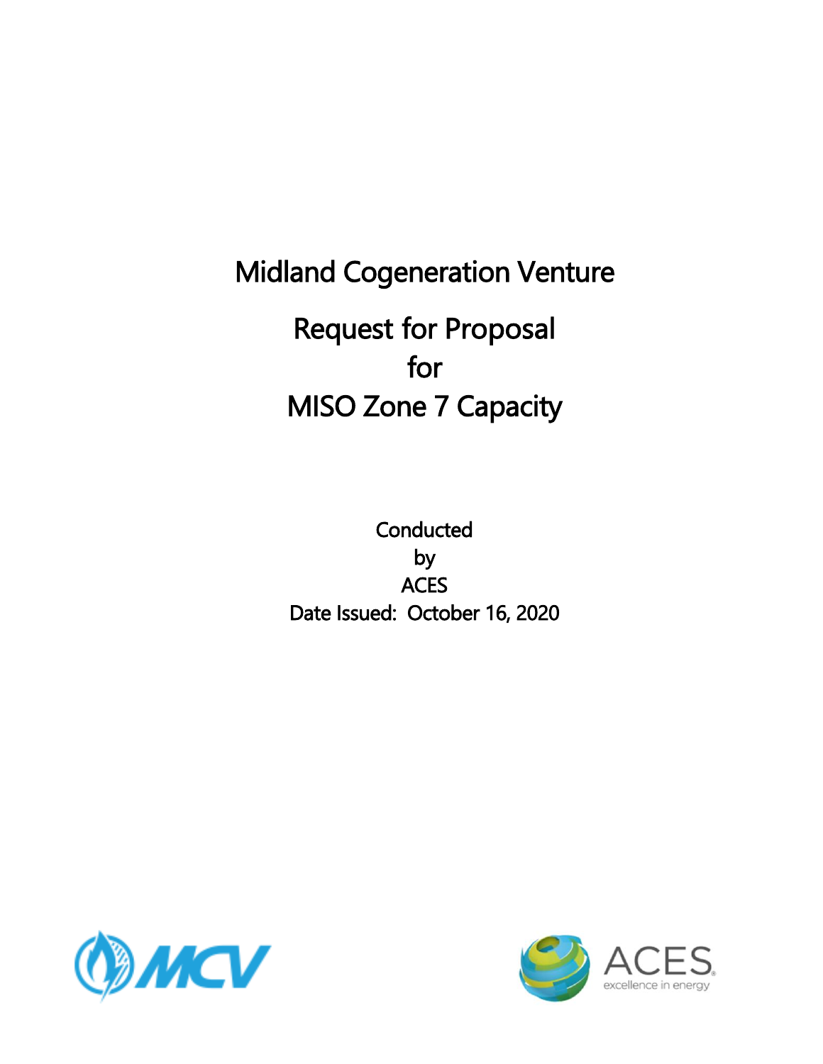# Midland Cogeneration Venture

## Request for Proposal for MISO Zone 7 Capacity

Conducted
by
ACES
Date Issued: October 16, 2020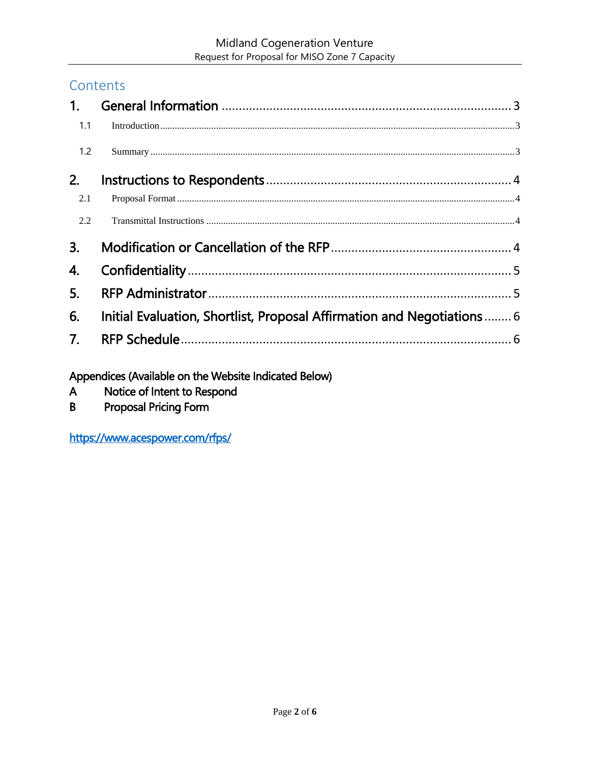# Contents

1. General Information ..... 3
   - 1.1 Introduction ..... 3
   - 1.2 Summary ..... 3
2. Instructions to Respondents ..... 4
   - 2.1 Proposal Format ..... 4
   - 2.2 Transmittal Instructions ..... 4
3. Modification or Cancellation of the RFP ..... 4
4. Confidentiality ..... 5
5. RFP Administrator ..... 5
6. Initial Evaluation, Shortlist, Proposal Affirmation and Negotiations ..... 6
7. RFP Schedule ..... 6

Appendices (Available on the Website Indicated Below)

A Notice of Intent to Respond

B Proposal Pricing Form

[https://www.acespower.com/rfps/](https://www.acespower.com/rfps/)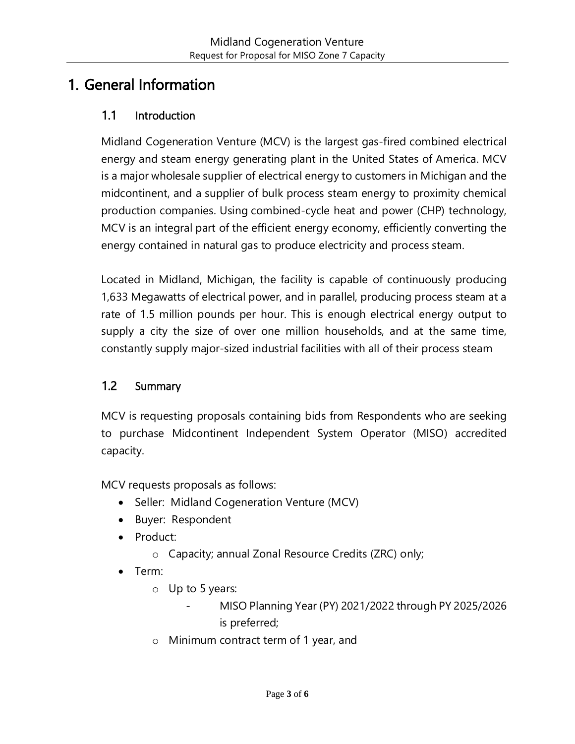# 1. General Information

## 1.1 Introduction

Midland Cogeneration Venture (MCV) is the largest gas-fired combined electrical energy and steam energy generating plant in the United States of America. MCV is a major wholesale supplier of electrical energy to customers in Michigan and the midcontinent, and a supplier of bulk process steam energy to proximity chemical production companies. Using combined-cycle heat and power (CHP) technology, MCV is an integral part of the efficient energy economy, efficiently converting the energy contained in natural gas to produce electricity and process steam.

Located in Midland, Michigan, the facility is capable of continuously producing 1,633 Megawatts of electrical power, and in parallel, producing process steam at a rate of 1.5 million pounds per hour. This is enough electrical energy output to supply a city the size of over one million households, and at the same time, constantly supply major-sized industrial facilities with all of their process steam

## 1.2 Summary

MCV is requesting proposals containing bids from Respondents who are seeking to purchase Midcontinent Independent System Operator (MISO) accredited capacity.

MCV requests proposals as follows:

- Seller: Midland Cogeneration Venture (MCV)
- Buyer: Respondent
- Product:
  - Capacity; annual Zonal Resource Credits (ZRC) only;
- Term:
  - Up to 5 years:
    - MISO Planning Year (PY) 2021/2022 through PY 2025/2026 is preferred;
  - Minimum contract term of 1 year, and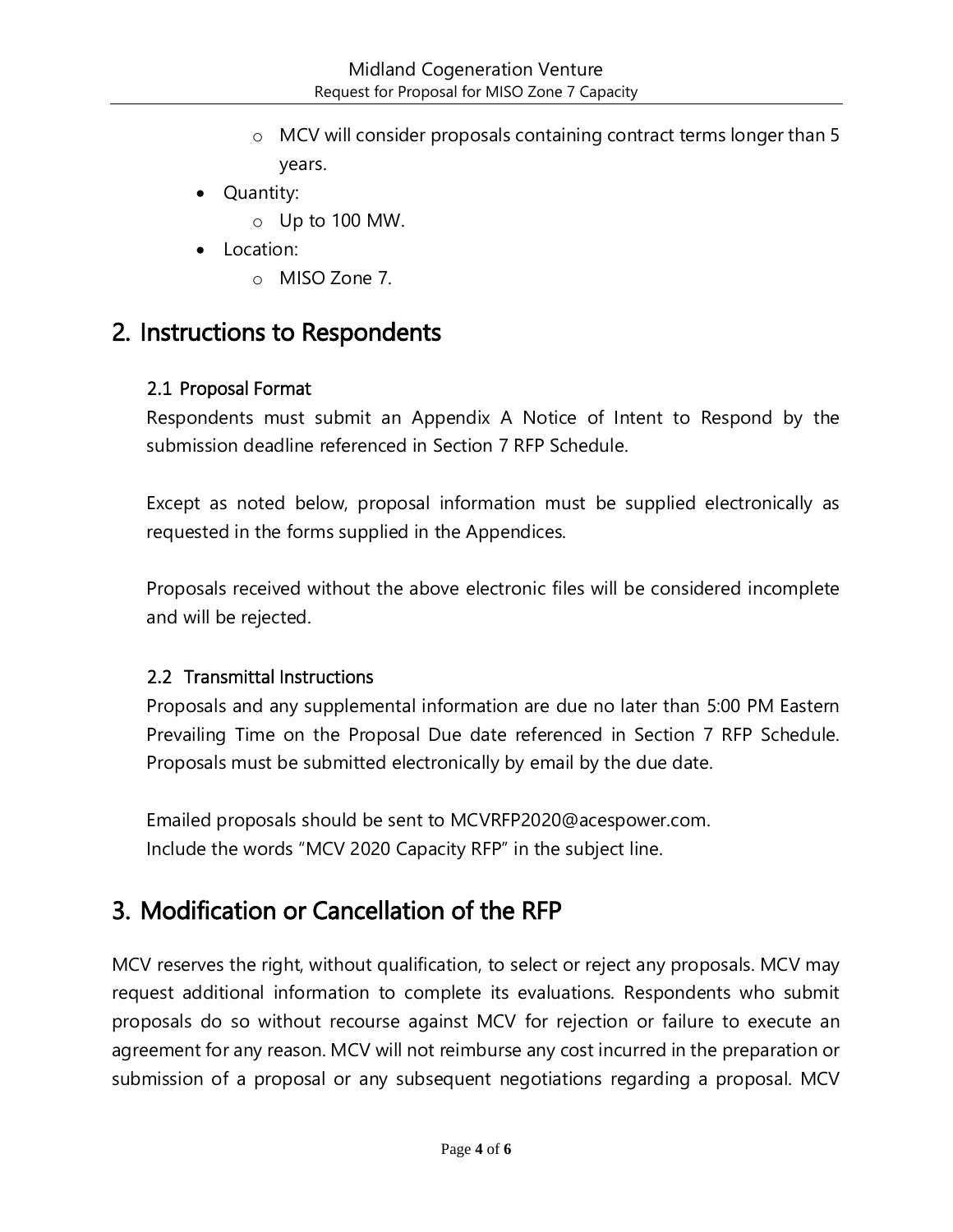- MCV will consider proposals containing contract terms longer than 5 years.
- Quantity:
  - Up to 100 MW.
- Location:
  - MISO Zone 7.

# 2. Instructions to Respondents

## 2.1 Proposal Format

Respondents must submit an Appendix A Notice of Intent to Respond by the submission deadline referenced in Section 7 RFP Schedule.

Except as noted below, proposal information must be supplied electronically as requested in the forms supplied in the Appendices.

Proposals received without the above electronic files will be considered incomplete and will be rejected.

## 2.2 Transmittal Instructions

Proposals and any supplemental information are due no later than 5:00 PM Eastern Prevailing Time on the Proposal Due date referenced in Section 7 RFP Schedule. Proposals must be submitted electronically by email by the due date.

Emailed proposals should be sent to MCVRFP2020@acespower.com.
Include the words "MCV 2020 Capacity RFP" in the subject line.

# 3. Modification or Cancellation of the RFP

MCV reserves the right, without qualification, to select or reject any proposals. MCV may request additional information to complete its evaluations. Respondents who submit proposals do so without recourse against MCV for rejection or failure to execute an agreement for any reason. MCV will not reimburse any cost incurred in the preparation or submission of a proposal or any subsequent negotiations regarding a proposal. MCV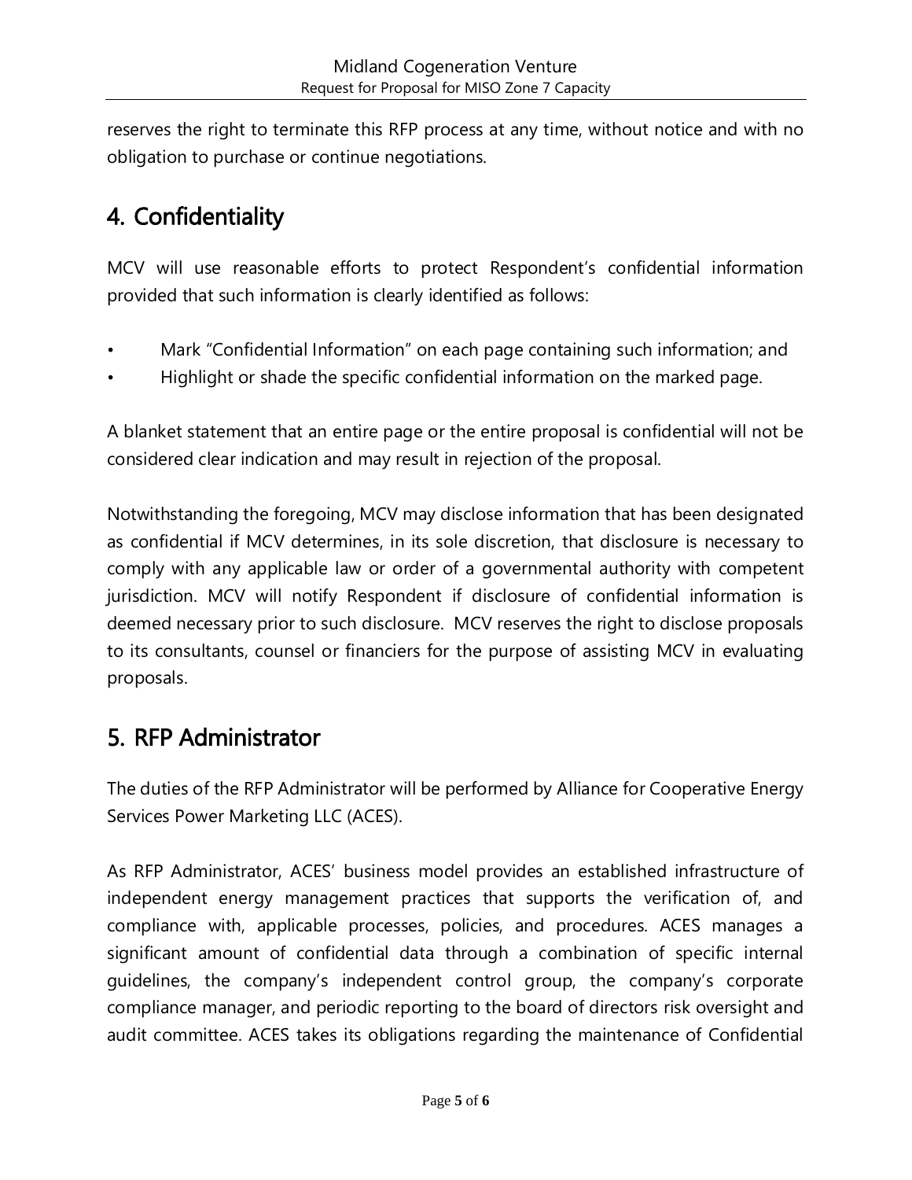reserves the right to terminate this RFP process at any time, without notice and with no obligation to purchase or continue negotiations.

## 4. Confidentiality

MCV will use reasonable efforts to protect Respondent's confidential information provided that such information is clearly identified as follows:

- Mark "Confidential Information" on each page containing such information; and
- Highlight or shade the specific confidential information on the marked page.

A blanket statement that an entire page or the entire proposal is confidential will not be considered clear indication and may result in rejection of the proposal.

Notwithstanding the foregoing, MCV may disclose information that has been designated as confidential if MCV determines, in its sole discretion, that disclosure is necessary to comply with any applicable law or order of a governmental authority with competent jurisdiction. MCV will notify Respondent if disclosure of confidential information is deemed necessary prior to such disclosure. MCV reserves the right to disclose proposals to its consultants, counsel or financiers for the purpose of assisting MCV in evaluating proposals.

## 5. RFP Administrator

The duties of the RFP Administrator will be performed by Alliance for Cooperative Energy Services Power Marketing LLC (ACES).

As RFP Administrator, ACES' business model provides an established infrastructure of independent energy management practices that supports the verification of, and compliance with, applicable processes, policies, and procedures. ACES manages a significant amount of confidential data through a combination of specific internal guidelines, the company's independent control group, the company's corporate compliance manager, and periodic reporting to the board of directors risk oversight and audit committee. ACES takes its obligations regarding the maintenance of Confidential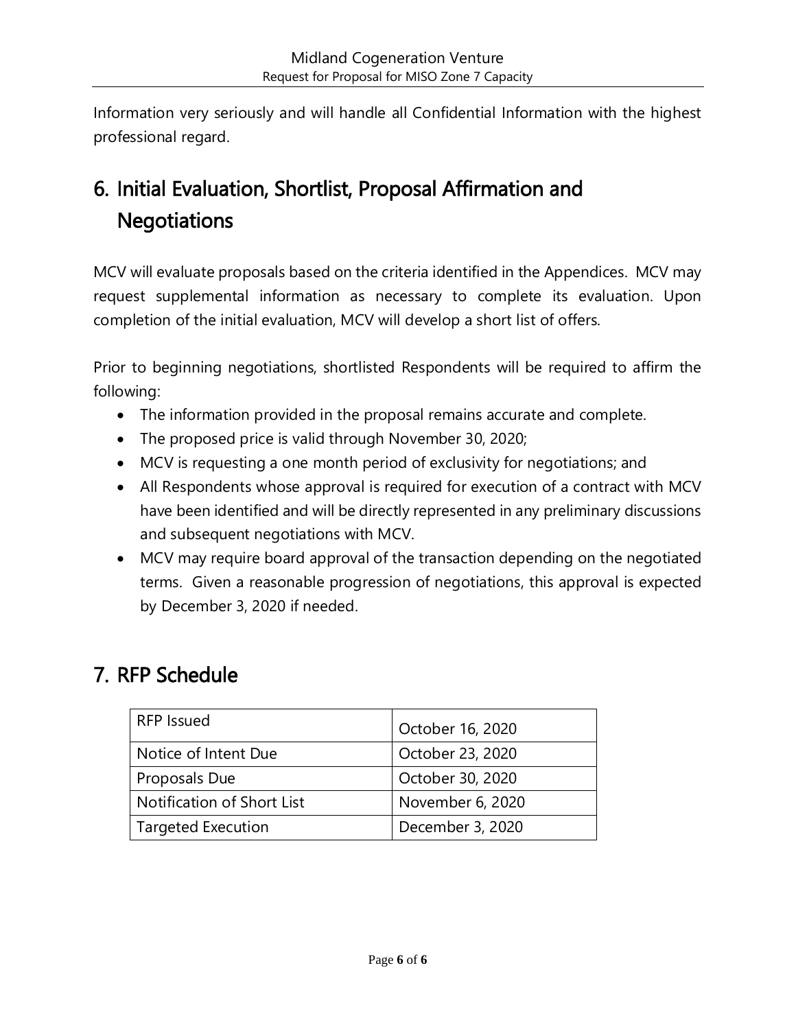Information very seriously and will handle all Confidential Information with the highest professional regard.

# 6. Initial Evaluation, Shortlist, Proposal Affirmation and Negotiations

MCV will evaluate proposals based on the criteria identified in the Appendices. MCV may request supplemental information as necessary to complete its evaluation. Upon completion of the initial evaluation, MCV will develop a short list of offers.

Prior to beginning negotiations, shortlisted Respondents will be required to affirm the following:

- The information provided in the proposal remains accurate and complete.
- The proposed price is valid through November 30, 2020;
- MCV is requesting a one month period of exclusivity for negotiations; and
- All Respondents whose approval is required for execution of a contract with MCV have been identified and will be directly represented in any preliminary discussions and subsequent negotiations with MCV.
- MCV may require board approval of the transaction depending on the negotiated terms. Given a reasonable progression of negotiations, this approval is expected by December 3, 2020 if needed.

# 7. RFP Schedule

| | |
|---|---|
| RFP Issued | October 16, 2020 |
| Notice of Intent Due | October 23, 2020 |
| Proposals Due | October 30, 2020 |
| Notification of Short List | November 6, 2020 |
| Targeted Execution | December 3, 2020 |